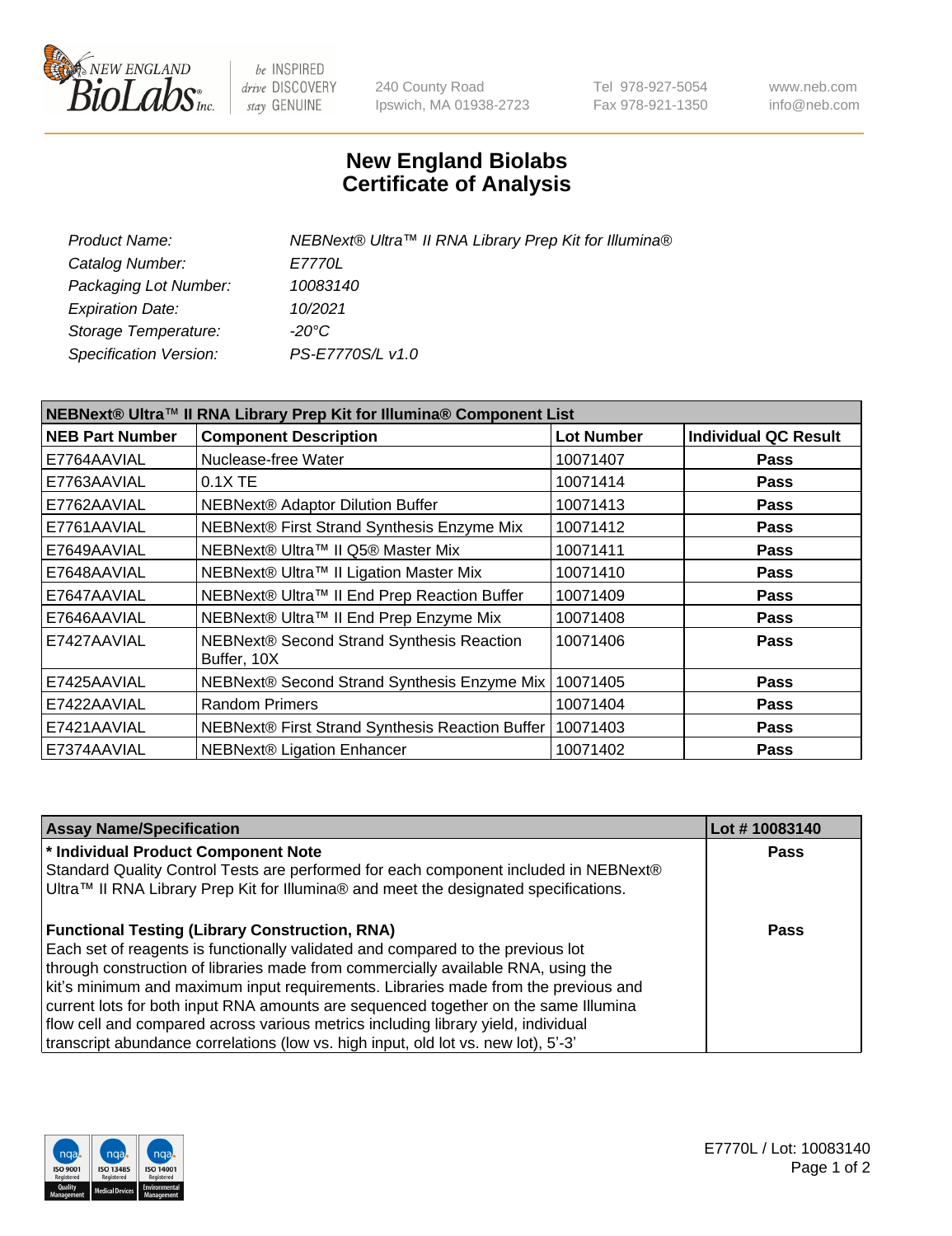# New England Biolabs Certificate of Analysis

| | |
|---|---|
| *Product Name:* | *NEBNext® Ultra™ II RNA Library Prep Kit for Illumina®* |
| *Catalog Number:* | *E7770L* |
| *Packaging Lot Number:* | *10083140* |
| *Expiration Date:* | *10/2021* |
| *Storage Temperature:* | *-20°C* |
| *Specification Version:* | *PS-E7770S/L v1.0* |

**NEBNext® Ultra™ II RNA Library Prep Kit for Illumina® Component List**

| NEB Part Number | Component Description | Lot Number | Individual QC Result |
|---|---|---|---|
| E7764AAVIAL | Nuclease-free Water | 10071407 | **Pass** |
| E7763AAVIAL | 0.1X TE | 10071414 | **Pass** |
| E7762AAVIAL | NEBNext® Adaptor Dilution Buffer | 10071413 | **Pass** |
| E7761AAVIAL | NEBNext® First Strand Synthesis Enzyme Mix | 10071412 | **Pass** |
| E7649AAVIAL | NEBNext® Ultra™ II Q5® Master Mix | 10071411 | **Pass** |
| E7648AAVIAL | NEBNext® Ultra™ II Ligation Master Mix | 10071410 | **Pass** |
| E7647AAVIAL | NEBNext® Ultra™ II End Prep Reaction Buffer | 10071409 | **Pass** |
| E7646AAVIAL | NEBNext® Ultra™ II End Prep Enzyme Mix | 10071408 | **Pass** |
| E7427AAVIAL | NEBNext® Second Strand Synthesis Reaction Buffer, 10X | 10071406 | **Pass** |
| E7425AAVIAL | NEBNext® Second Strand Synthesis Enzyme Mix | 10071405 | **Pass** |
| E7422AAVIAL | Random Primers | 10071404 | **Pass** |
| E7421AAVIAL | NEBNext® First Strand Synthesis Reaction Buffer | 10071403 | **Pass** |
| E7374AAVIAL | NEBNext® Ligation Enhancer | 10071402 | **Pass** |

| Assay Name/Specification | Lot # 10083140 |
|---|---|
| **\* Individual Product Component Note**<br>Standard Quality Control Tests are performed for each component included in NEBNext® Ultra™ II RNA Library Prep Kit for Illumina® and meet the designated specifications. | **Pass** |
| **Functional Testing (Library Construction, RNA)**<br>Each set of reagents is functionally validated and compared to the previous lot through construction of libraries made from commercially available RNA, using the kit's minimum and maximum input requirements. Libraries made from the previous and current lots for both input RNA amounts are sequenced together on the same Illumina flow cell and compared across various metrics including library yield, individual transcript abundance correlations (low vs. high input, old lot vs. new lot), 5'-3' | **Pass** |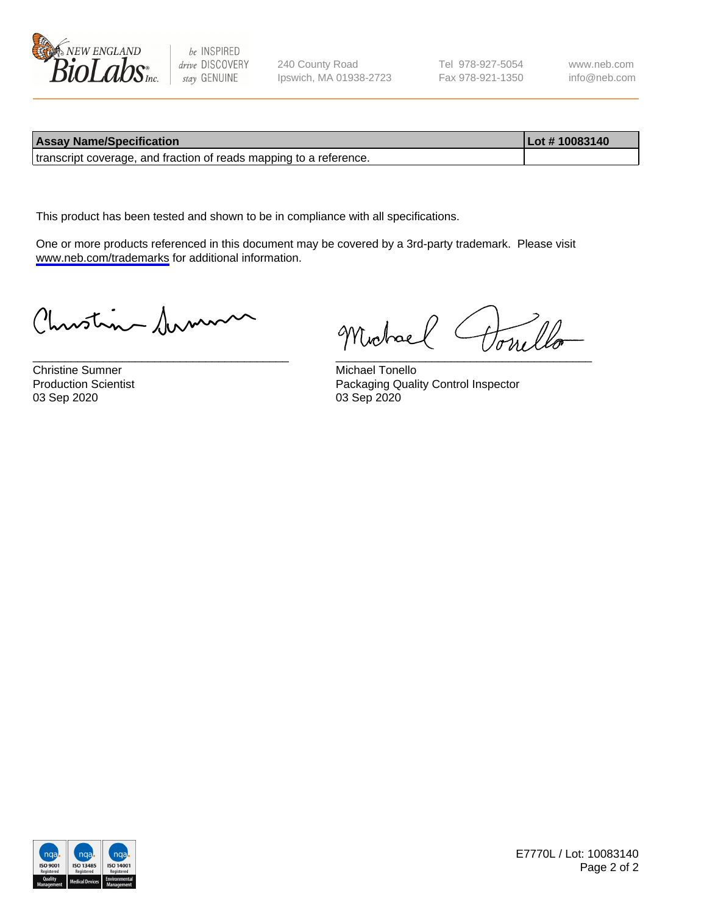| Assay Name/Specification | Lot # 10083140 |
| --- | --- |
| transcript coverage, and fraction of reads mapping to a reference. | |

This product has been tested and shown to be in compliance with all specifications.

One or more products referenced in this document may be covered by a 3rd-party trademark. Please visit www.neb.com/trademarks for additional information.

Christine Sumner
Production Scientist
03 Sep 2020

Michael Tonello
Packaging Quality Control Inspector
03 Sep 2020

E7770L / Lot: 10083140